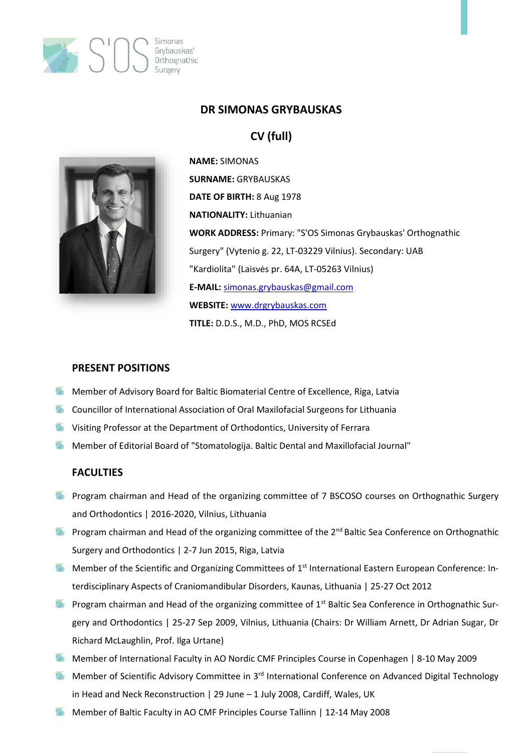# DR SIMONAS GRYBAUSKAS

## CV (full)

**NAME:** SIMONAS

**SURNAME:** GRYBAUSKAS

**DATE OF BIRTH:** 8 Aug 1978

**NATIONALITY:** Lithuanian

**WORK ADDRESS:** Primary: "S'OS Simonas Grybauskas' Orthognathic Surgery" (Vytenio g. 22, LT-03229 Vilnius). Secondary: UAB "Kardiolita" (Laisvės pr. 64A, LT-05263 Vilnius)

**E-MAIL:** simonas.grybauskas@gmail.com

**WEBSITE:** www.drgrybauskas.com

**TITLE:** D.D.S., M.D., PhD, MOS RCSEd

## PRESENT POSITIONS

- Member of Advisory Board for Baltic Biomaterial Centre of Excellence, Riga, Latvia
- Councillor of International Association of Oral Maxilofacial Surgeons for Lithuania
- Visiting Professor at the Department of Orthodontics, University of Ferrara
- Member of Editorial Board of "Stomatologija. Baltic Dental and Maxillofacial Journal"

## FACULTIES

- Program chairman and Head of the organizing committee of 7 BSCOSO courses on Orthognathic Surgery and Orthodontics | 2016-2020, Vilnius, Lithuania
- Program chairman and Head of the organizing committee of the 2nd Baltic Sea Conference on Orthognathic Surgery and Orthodontics | 2-7 Jun 2015, Riga, Latvia
- Member of the Scientific and Organizing Committees of 1st International Eastern European Conference: Interdisciplinary Aspects of Craniomandibular Disorders, Kaunas, Lithuania | 25-27 Oct 2012
- Program chairman and Head of the organizing committee of 1st Baltic Sea Conference in Orthognathic Surgery and Orthodontics | 25-27 Sep 2009, Vilnius, Lithuania (Chairs: Dr William Arnett, Dr Adrian Sugar, Dr Richard McLaughlin, Prof. Ilga Urtane)
- Member of International Faculty in AO Nordic CMF Principles Course in Copenhagen | 8-10 May 2009
- Member of Scientific Advisory Committee in 3rd International Conference on Advanced Digital Technology in Head and Neck Reconstruction | 29 June – 1 July 2008, Cardiff, Wales, UK
- Member of Baltic Faculty in AO CMF Principles Course Tallinn | 12-14 May 2008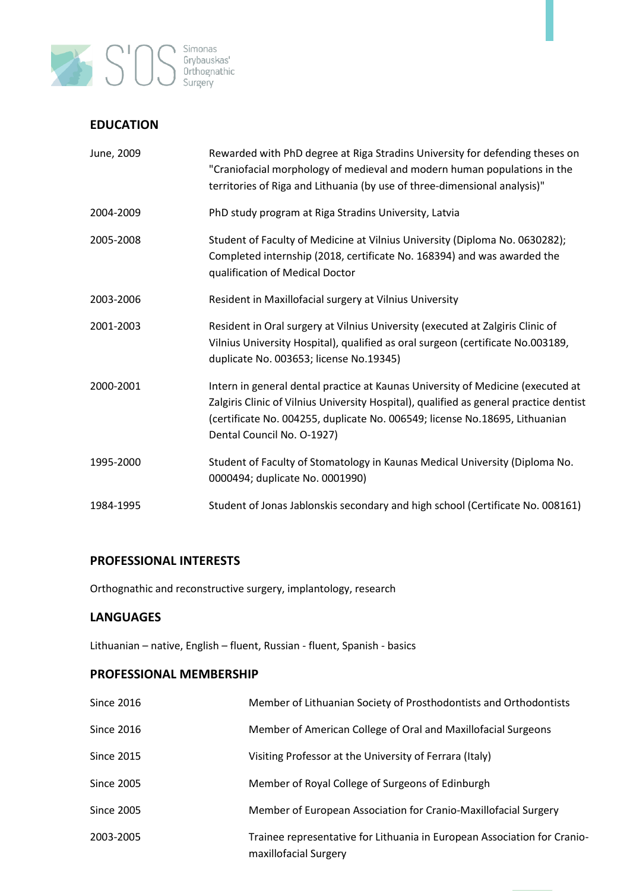## EDUCATION

| | |
|---|---|
| June, 2009 | Rewarded with PhD degree at Riga Stradins University for defending theses on "Craniofacial morphology of medieval and modern human populations in the territories of Riga and Lithuania (by use of three-dimensional analysis)" |
| 2004-2009 | PhD study program at Riga Stradins University, Latvia |
| 2005-2008 | Student of Faculty of Medicine at Vilnius University (Diploma No. 0630282); Completed internship (2018, certificate No. 168394) and was awarded the qualification of Medical Doctor |
| 2003-2006 | Resident in Maxillofacial surgery at Vilnius University |
| 2001-2003 | Resident in Oral surgery at Vilnius University (executed at Zalgiris Clinic of Vilnius University Hospital), qualified as oral surgeon (certificate No.003189, duplicate No. 003653; license No.19345) |
| 2000-2001 | Intern in general dental practice at Kaunas University of Medicine (executed at Zalgiris Clinic of Vilnius University Hospital), qualified as general practice dentist (certificate No. 004255, duplicate No. 006549; license No.18695, Lithuanian Dental Council No. O-1927) |
| 1995-2000 | Student of Faculty of Stomatology in Kaunas Medical University (Diploma No. 0000494; duplicate No. 0001990) |
| 1984-1995 | Student of Jonas Jablonskis secondary and high school (Certificate No. 008161) |

## PROFESSIONAL INTERESTS

Orthognathic and reconstructive surgery, implantology, research

## LANGUAGES

Lithuanian – native, English – fluent, Russian - fluent, Spanish - basics

## PROFESSIONAL MEMBERSHIP

| | |
|---|---|
| Since 2016 | Member of Lithuanian Society of Prosthodontists and Orthodontists |
| Since 2016 | Member of American College of Oral and Maxillofacial Surgeons |
| Since 2015 | Visiting Professor at the University of Ferrara (Italy) |
| Since 2005 | Member of Royal College of Surgeons of Edinburgh |
| Since 2005 | Member of European Association for Cranio-Maxillofacial Surgery |
| 2003-2005 | Trainee representative for Lithuania in European Association for Cranio-maxillofacial Surgery |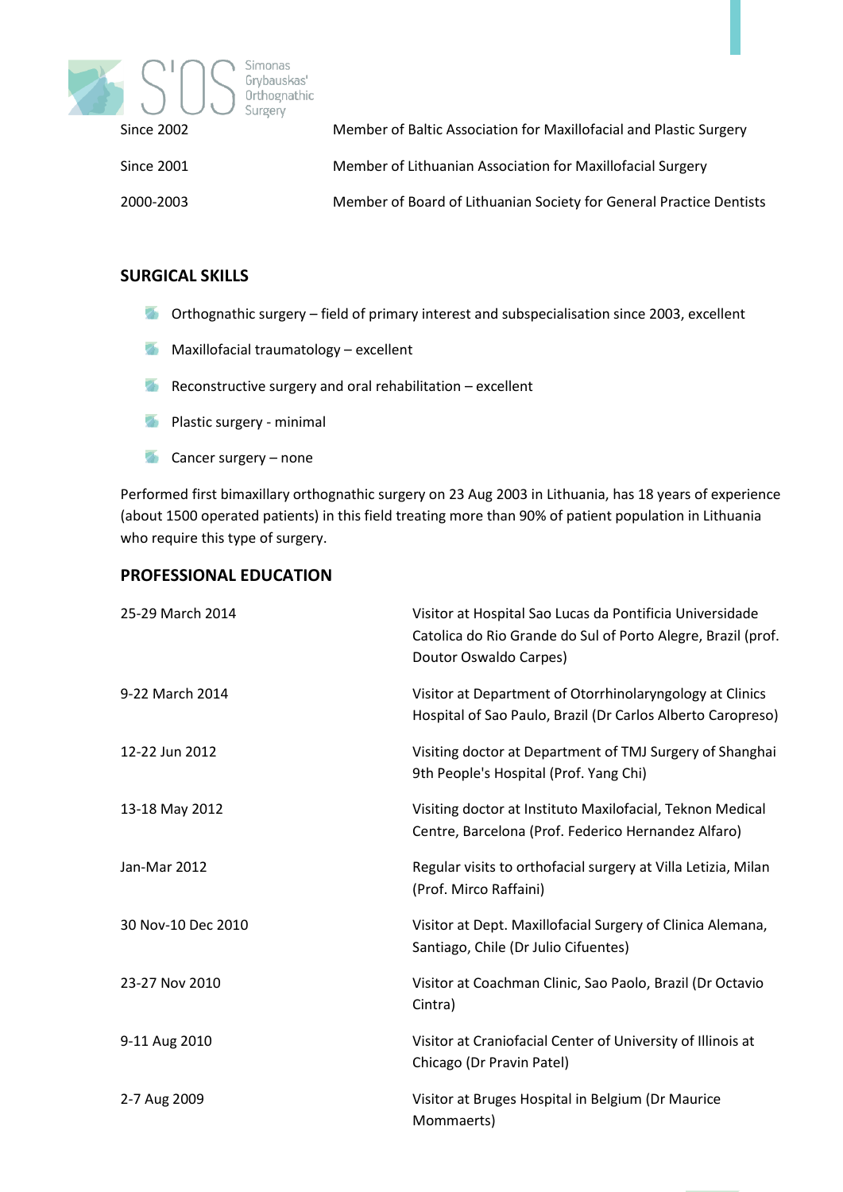| | |
|---|---|
| Since 2002 | Member of Baltic Association for Maxillofacial and Plastic Surgery |
| Since 2001 | Member of Lithuanian Association for Maxillofacial Surgery |
| 2000-2003 | Member of Board of Lithuanian Society for General Practice Dentists |

## SURGICAL SKILLS

- Orthognathic surgery – field of primary interest and subspecialisation since 2003, excellent
- Maxillofacial traumatology – excellent
- Reconstructive surgery and oral rehabilitation – excellent
- Plastic surgery - minimal
- Cancer surgery – none

Performed first bimaxillary orthognathic surgery on 23 Aug 2003 in Lithuania, has 18 years of experience (about 1500 operated patients) in this field treating more than 90% of patient population in Lithuania who require this type of surgery.

## PROFESSIONAL EDUCATION

| | |
|---|---|
| 25-29 March 2014 | Visitor at Hospital Sao Lucas da Pontificia Universidade Catolica do Rio Grande do Sul of Porto Alegre, Brazil (prof. Doutor Oswaldo Carpes) |
| 9-22 March 2014 | Visitor at Department of Otorrhinolaryngology at Clinics Hospital of Sao Paulo, Brazil (Dr Carlos Alberto Caropreso) |
| 12-22 Jun 2012 | Visiting doctor at Department of TMJ Surgery of Shanghai 9th People's Hospital (Prof. Yang Chi) |
| 13-18 May 2012 | Visiting doctor at Instituto Maxilofacial, Teknon Medical Centre, Barcelona (Prof. Federico Hernandez Alfaro) |
| Jan-Mar 2012 | Regular visits to orthofacial surgery at Villa Letizia, Milan (Prof. Mirco Raffaini) |
| 30 Nov-10 Dec 2010 | Visitor at Dept. Maxillofacial Surgery of Clinica Alemana, Santiago, Chile (Dr Julio Cifuentes) |
| 23-27 Nov 2010 | Visitor at Coachman Clinic, Sao Paolo, Brazil (Dr Octavio Cintra) |
| 9-11 Aug 2010 | Visitor at Craniofacial Center of University of Illinois at Chicago (Dr Pravin Patel) |
| 2-7 Aug 2009 | Visitor at Bruges Hospital in Belgium (Dr Maurice Mommaerts) |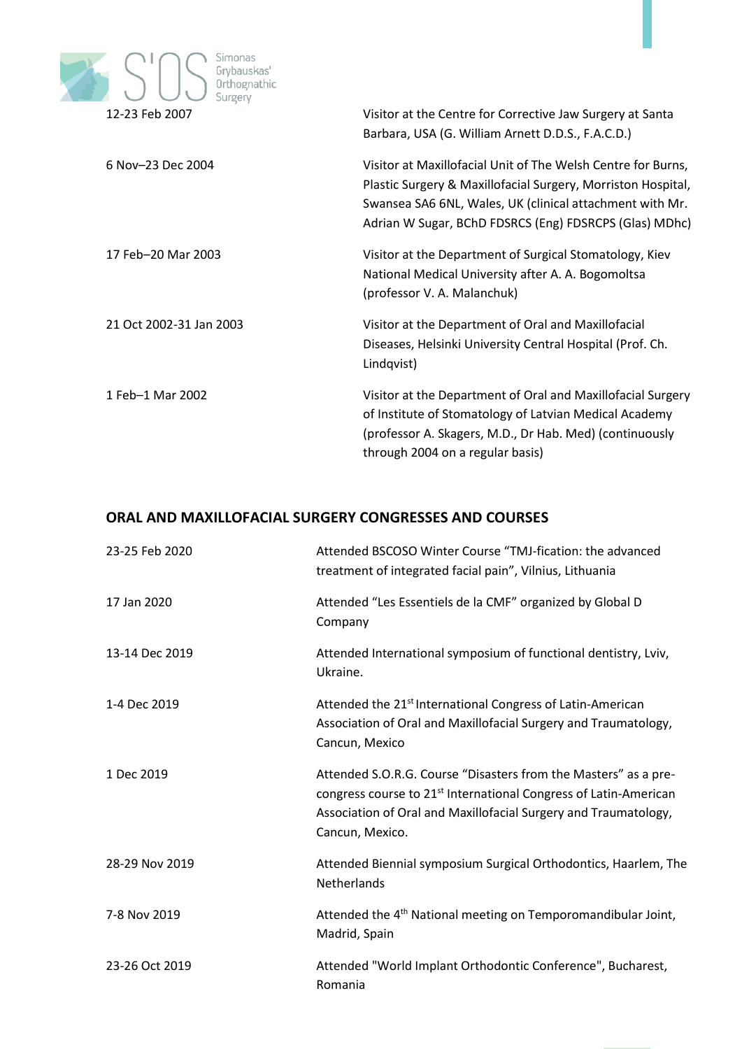| | |
|---|---|
| 12-23 Feb 2007 | Visitor at the Centre for Corrective Jaw Surgery at Santa Barbara, USA (G. William Arnett D.D.S., F.A.C.D.) |
| 6 Nov–23 Dec 2004 | Visitor at Maxillofacial Unit of The Welsh Centre for Burns, Plastic Surgery & Maxillofacial Surgery, Morriston Hospital, Swansea SA6 6NL, Wales, UK (clinical attachment with Mr. Adrian W Sugar, BChD FDSRCS (Eng) FDSRCPS (Glas) MDhc) |
| 17 Feb–20 Mar 2003 | Visitor at the Department of Surgical Stomatology, Kiev National Medical University after A. A. Bogomoltsa (professor V. A. Malanchuk) |
| 21 Oct 2002-31 Jan 2003 | Visitor at the Department of Oral and Maxillofacial Diseases, Helsinki University Central Hospital (Prof. Ch. Lindqvist) |
| 1 Feb–1 Mar 2002 | Visitor at the Department of Oral and Maxillofacial Surgery of Institute of Stomatology of Latvian Medical Academy (professor A. Skagers, M.D., Dr Hab. Med) (continuously through 2004 on a regular basis) |

## ORAL AND MAXILLOFACIAL SURGERY CONGRESSES AND COURSES

| | |
|---|---|
| 23-25 Feb 2020 | Attended BSCOSO Winter Course "TMJ-fication: the advanced treatment of integrated facial pain", Vilnius, Lithuania |
| 17 Jan 2020 | Attended "Les Essentiels de la CMF" organized by Global D Company |
| 13-14 Dec 2019 | Attended International symposium of functional dentistry, Lviv, Ukraine. |
| 1-4 Dec 2019 | Attended the 21st International Congress of Latin-American Association of Oral and Maxillofacial Surgery and Traumatology, Cancun, Mexico |
| 1 Dec 2019 | Attended S.O.R.G. Course "Disasters from the Masters" as a pre-congress course to 21st International Congress of Latin-American Association of Oral and Maxillofacial Surgery and Traumatology, Cancun, Mexico. |
| 28-29 Nov 2019 | Attended Biennial symposium Surgical Orthodontics, Haarlem, The Netherlands |
| 7-8 Nov 2019 | Attended the 4th National meeting on Temporomandibular Joint, Madrid, Spain |
| 23-26 Oct 2019 | Attended "World Implant Orthodontic Conference", Bucharest, Romania |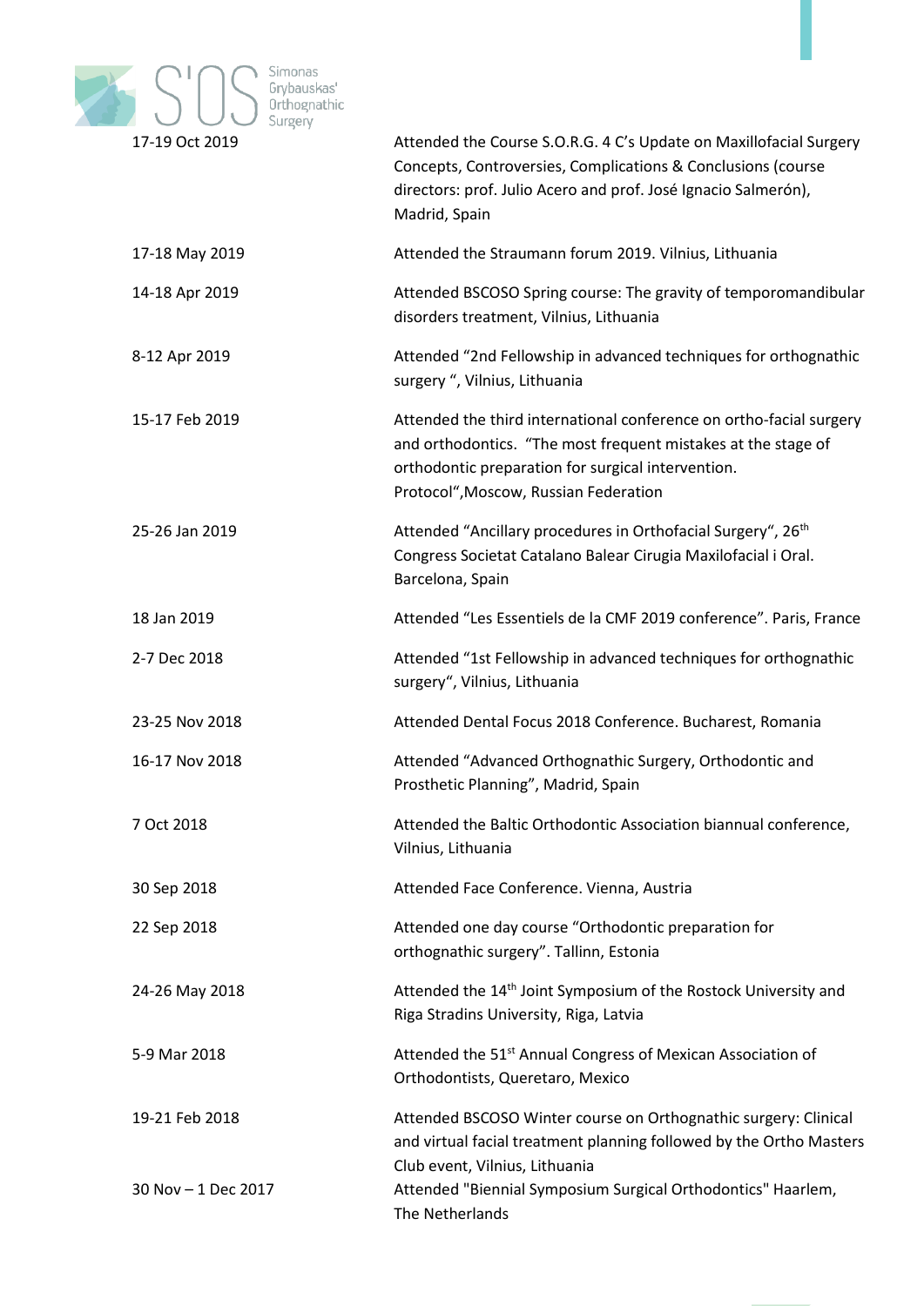| | |
|---|---|
| 17-19 Oct 2019 | Attended the Course S.O.R.G. 4 C's Update on Maxillofacial Surgery Concepts, Controversies, Complications & Conclusions (course directors: prof. Julio Acero and prof. José Ignacio Salmerón), Madrid, Spain |
| 17-18 May 2019 | Attended the Straumann forum 2019. Vilnius, Lithuania |
| 14-18 Apr 2019 | Attended BSCOSO Spring course: The gravity of temporomandibular disorders treatment, Vilnius, Lithuania |
| 8-12 Apr 2019 | Attended "2nd Fellowship in advanced techniques for orthognathic surgery ", Vilnius, Lithuania |
| 15-17 Feb 2019 | Attended the third international conference on ortho-facial surgery and orthodontics. "The most frequent mistakes at the stage of orthodontic preparation for surgical intervention. Protocol",Moscow, Russian Federation |
| 25-26 Jan 2019 | Attended "Ancillary procedures in Orthofacial Surgery", 26th Congress Societat Catalano Balear Cirugia Maxilofacial i Oral. Barcelona, Spain |
| 18 Jan 2019 | Attended "Les Essentiels de la CMF 2019 conference". Paris, France |
| 2-7 Dec 2018 | Attended "1st Fellowship in advanced techniques for orthognathic surgery", Vilnius, Lithuania |
| 23-25 Nov 2018 | Attended Dental Focus 2018 Conference. Bucharest, Romania |
| 16-17 Nov 2018 | Attended "Advanced Orthognathic Surgery, Orthodontic and Prosthetic Planning", Madrid, Spain |
| 7 Oct 2018 | Attended the Baltic Orthodontic Association biannual conference, Vilnius, Lithuania |
| 30 Sep 2018 | Attended Face Conference. Vienna, Austria |
| 22 Sep 2018 | Attended one day course "Orthodontic preparation for orthognathic surgery". Tallinn, Estonia |
| 24-26 May 2018 | Attended the 14th Joint Symposium of the Rostock University and Riga Stradins University, Riga, Latvia |
| 5-9 Mar 2018 | Attended the 51st Annual Congress of Mexican Association of Orthodontists, Queretaro, Mexico |
| 19-21 Feb 2018 | Attended BSCOSO Winter course on Orthognathic surgery: Clinical and virtual facial treatment planning followed by the Ortho Masters Club event, Vilnius, Lithuania |
| 30 Nov – 1 Dec 2017 | Attended "Biennial Symposium Surgical Orthodontics" Haarlem, The Netherlands |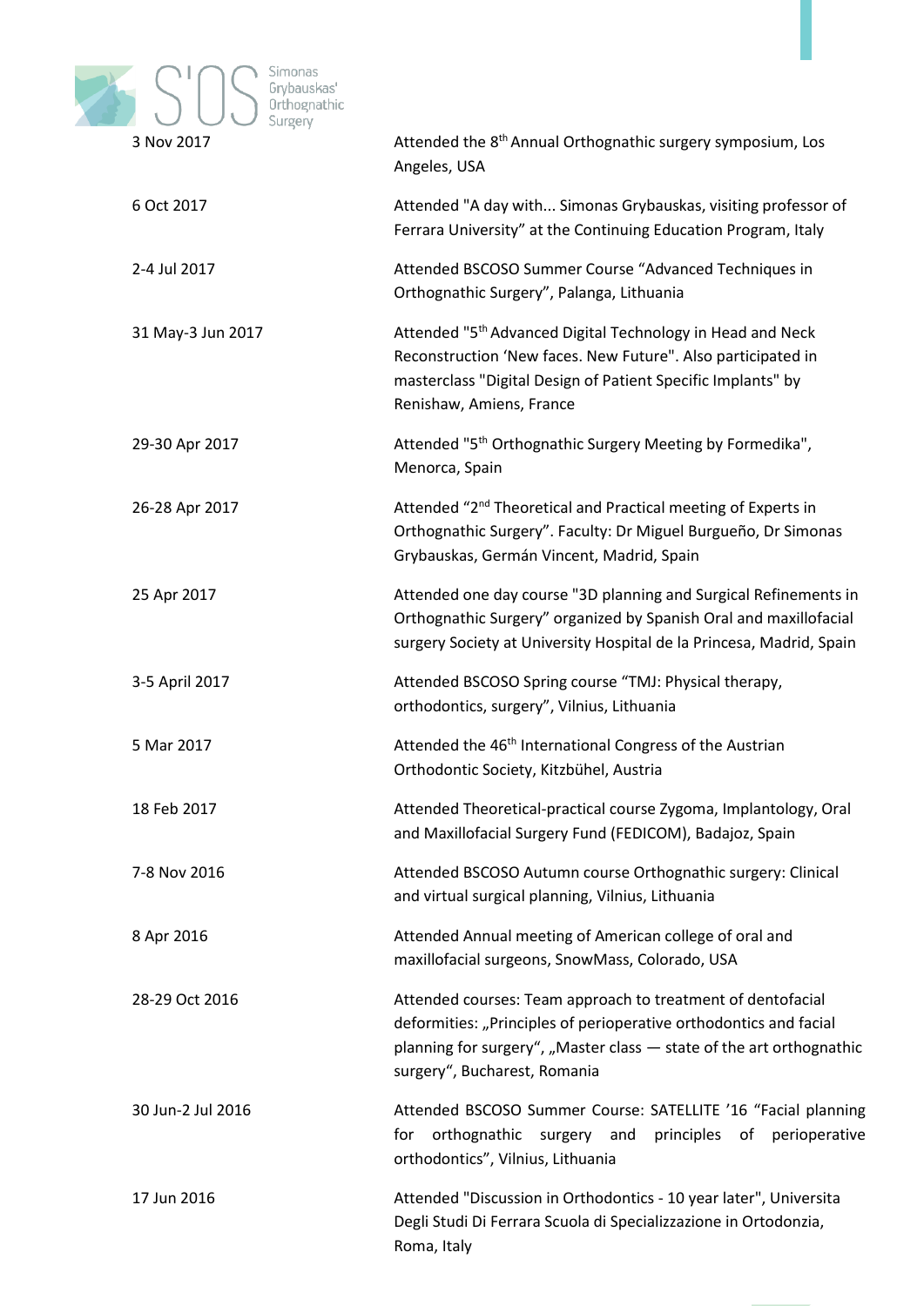| | |
|---|---|
| 3 Nov 2017 | Attended the 8th Annual Orthognathic surgery symposium, Los Angeles, USA |
| 6 Oct 2017 | Attended "A day with... Simonas Grybauskas, visiting professor of Ferrara University" at the Continuing Education Program, Italy |
| 2-4 Jul 2017 | Attended BSCOSO Summer Course "Advanced Techniques in Orthognathic Surgery", Palanga, Lithuania |
| 31 May-3 Jun 2017 | Attended "5th Advanced Digital Technology in Head and Neck Reconstruction 'New faces. New Future". Also participated in masterclass "Digital Design of Patient Specific Implants" by Renishaw, Amiens, France |
| 29-30 Apr 2017 | Attended "5th Orthognathic Surgery Meeting by Formedika", Menorca, Spain |
| 26-28 Apr 2017 | Attended "2nd Theoretical and Practical meeting of Experts in Orthognathic Surgery". Faculty: Dr Miguel Burgueño, Dr Simonas Grybauskas, Germán Vincent, Madrid, Spain |
| 25 Apr 2017 | Attended one day course "3D planning and Surgical Refinements in Orthognathic Surgery" organized by Spanish Oral and maxillofacial surgery Society at University Hospital de la Princesa, Madrid, Spain |
| 3-5 April 2017 | Attended BSCOSO Spring course "TMJ: Physical therapy, orthodontics, surgery", Vilnius, Lithuania |
| 5 Mar 2017 | Attended the 46th International Congress of the Austrian Orthodontic Society, Kitzbühel, Austria |
| 18 Feb 2017 | Attended Theoretical-practical course Zygoma, Implantology, Oral and Maxillofacial Surgery Fund (FEDICOM), Badajoz, Spain |
| 7-8 Nov 2016 | Attended BSCOSO Autumn course Orthognathic surgery: Clinical and virtual surgical planning, Vilnius, Lithuania |
| 8 Apr 2016 | Attended Annual meeting of American college of oral and maxillofacial surgeons, SnowMass, Colorado, USA |
| 28-29 Oct 2016 | Attended courses: Team approach to treatment of dentofacial deformities: „Principles of perioperative orthodontics and facial planning for surgery", „Master class — state of the art orthognathic surgery", Bucharest, Romania |
| 30 Jun-2 Jul 2016 | Attended BSCOSO Summer Course: SATELLITE '16 "Facial planning for orthognathic surgery and principles of perioperative orthodontics", Vilnius, Lithuania |
| 17 Jun 2016 | Attended "Discussion in Orthodontics - 10 year later", Universita Degli Studi Di Ferrara Scuola di Specializzazione in Ortodonzia, Roma, Italy |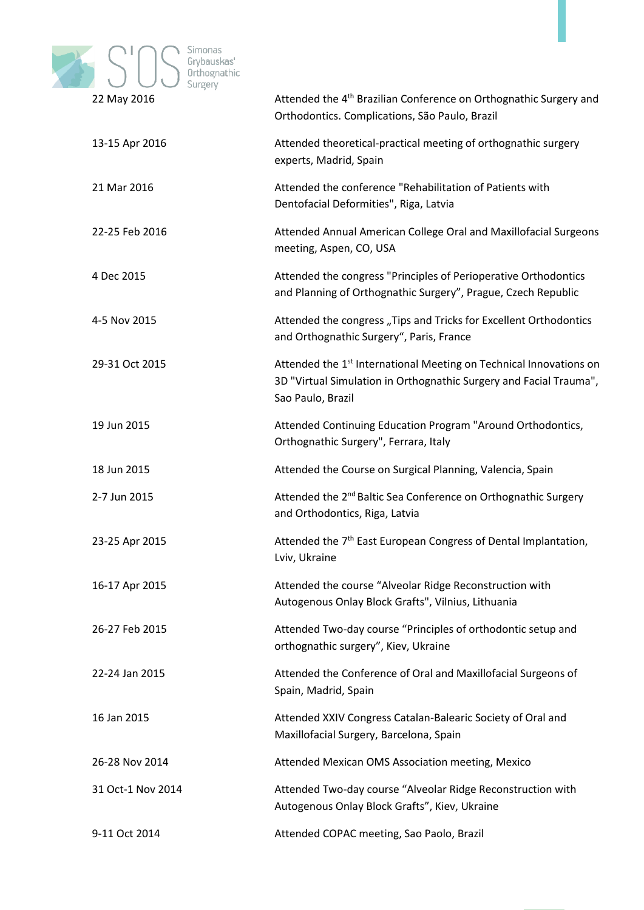| | |
|---|---|
| 22 May 2016 | Attended the 4th Brazilian Conference on Orthognathic Surgery and Orthodontics. Complications, São Paulo, Brazil |
| 13-15 Apr 2016 | Attended theoretical-practical meeting of orthognathic surgery experts, Madrid, Spain |
| 21 Mar 2016 | Attended the conference "Rehabilitation of Patients with Dentofacial Deformities", Riga, Latvia |
| 22-25 Feb 2016 | Attended Annual American College Oral and Maxillofacial Surgeons meeting, Aspen, CO, USA |
| 4 Dec 2015 | Attended the congress "Principles of Perioperative Orthodontics and Planning of Orthognathic Surgery", Prague, Czech Republic |
| 4-5 Nov 2015 | Attended the congress „Tips and Tricks for Excellent Orthodontics and Orthognathic Surgery", Paris, France |
| 29-31 Oct 2015 | Attended the 1st International Meeting on Technical Innovations on 3D "Virtual Simulation in Orthognathic Surgery and Facial Trauma", Sao Paulo, Brazil |
| 19 Jun 2015 | Attended Continuing Education Program "Around Orthodontics, Orthognathic Surgery", Ferrara, Italy |
| 18 Jun 2015 | Attended the Course on Surgical Planning, Valencia, Spain |
| 2-7 Jun 2015 | Attended the 2nd Baltic Sea Conference on Orthognathic Surgery and Orthodontics, Riga, Latvia |
| 23-25 Apr 2015 | Attended the 7th East European Congress of Dental Implantation, Lviv, Ukraine |
| 16-17 Apr 2015 | Attended the course "Alveolar Ridge Reconstruction with Autogenous Onlay Block Grafts", Vilnius, Lithuania |
| 26-27 Feb 2015 | Attended Two-day course "Principles of orthodontic setup and orthognathic surgery", Kiev, Ukraine |
| 22-24 Jan 2015 | Attended the Conference of Oral and Maxillofacial Surgeons of Spain, Madrid, Spain |
| 16 Jan 2015 | Attended XXIV Congress Catalan-Balearic Society of Oral and Maxillofacial Surgery, Barcelona, Spain |
| 26-28 Nov 2014 | Attended Mexican OMS Association meeting, Mexico |
| 31 Oct-1 Nov 2014 | Attended Two-day course "Alveolar Ridge Reconstruction with Autogenous Onlay Block Grafts", Kiev, Ukraine |
| 9-11 Oct 2014 | Attended COPAC meeting, Sao Paolo, Brazil |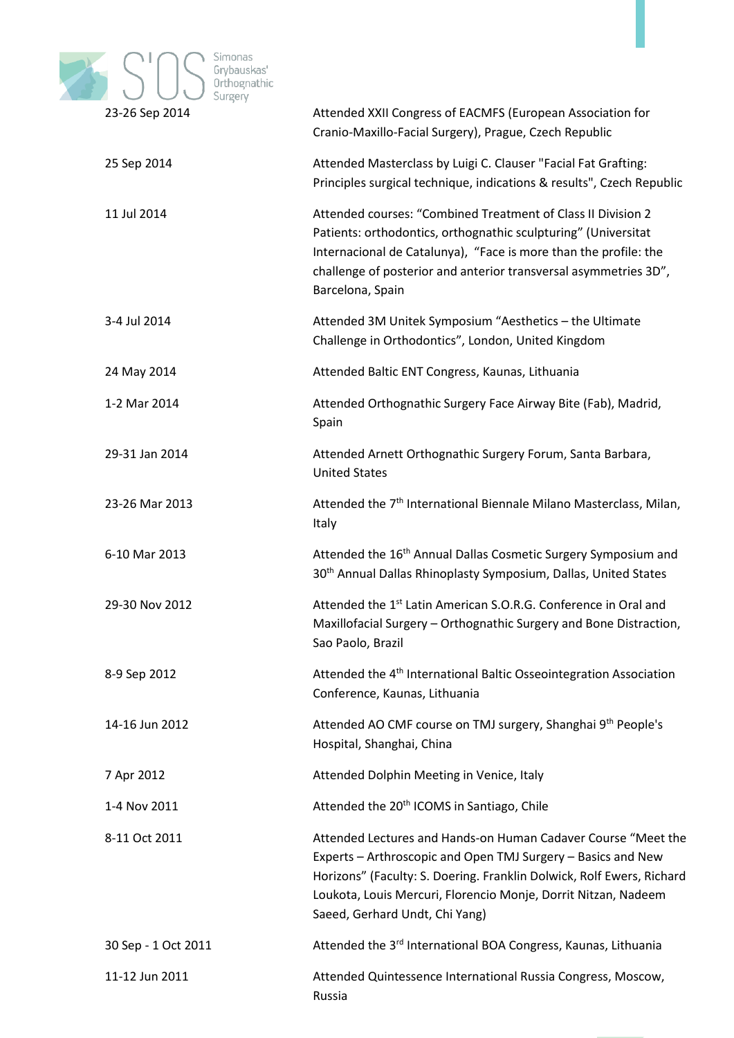| | |
|---|---|
| 23-26 Sep 2014 | Attended XXII Congress of EACMFS (European Association for Cranio-Maxillo-Facial Surgery), Prague, Czech Republic |
| 25 Sep 2014 | Attended Masterclass by Luigi C. Clauser "Facial Fat Grafting: Principles surgical technique, indications & results", Czech Republic |
| 11 Jul 2014 | Attended courses: "Combined Treatment of Class II Division 2 Patients: orthodontics, orthognathic sculpturing" (Universitat Internacional de Catalunya), "Face is more than the profile: the challenge of posterior and anterior transversal asymmetries 3D", Barcelona, Spain |
| 3-4 Jul 2014 | Attended 3M Unitek Symposium "Aesthetics – the Ultimate Challenge in Orthodontics", London, United Kingdom |
| 24 May 2014 | Attended Baltic ENT Congress, Kaunas, Lithuania |
| 1-2 Mar 2014 | Attended Orthognathic Surgery Face Airway Bite (Fab), Madrid, Spain |
| 29-31 Jan 2014 | Attended Arnett Orthognathic Surgery Forum, Santa Barbara, United States |
| 23-26 Mar 2013 | Attended the 7th International Biennale Milano Masterclass, Milan, Italy |
| 6-10 Mar 2013 | Attended the 16th Annual Dallas Cosmetic Surgery Symposium and 30th Annual Dallas Rhinoplasty Symposium, Dallas, United States |
| 29-30 Nov 2012 | Attended the 1st Latin American S.O.R.G. Conference in Oral and Maxillofacial Surgery – Orthognathic Surgery and Bone Distraction, Sao Paolo, Brazil |
| 8-9 Sep 2012 | Attended the 4th International Baltic Osseointegration Association Conference, Kaunas, Lithuania |
| 14-16 Jun 2012 | Attended AO CMF course on TMJ surgery, Shanghai 9th People's Hospital, Shanghai, China |
| 7 Apr 2012 | Attended Dolphin Meeting in Venice, Italy |
| 1-4 Nov 2011 | Attended the 20th ICOMS in Santiago, Chile |
| 8-11 Oct 2011 | Attended Lectures and Hands-on Human Cadaver Course "Meet the Experts – Arthroscopic and Open TMJ Surgery – Basics and New Horizons" (Faculty: S. Doering. Franklin Dolwick, Rolf Ewers, Richard Loukota, Louis Mercuri, Florencio Monje, Dorrit Nitzan, Nadeem Saeed, Gerhard Undt, Chi Yang) |
| 30 Sep - 1 Oct 2011 | Attended the 3rd International BOA Congress, Kaunas, Lithuania |
| 11-12 Jun 2011 | Attended Quintessence International Russia Congress, Moscow, Russia |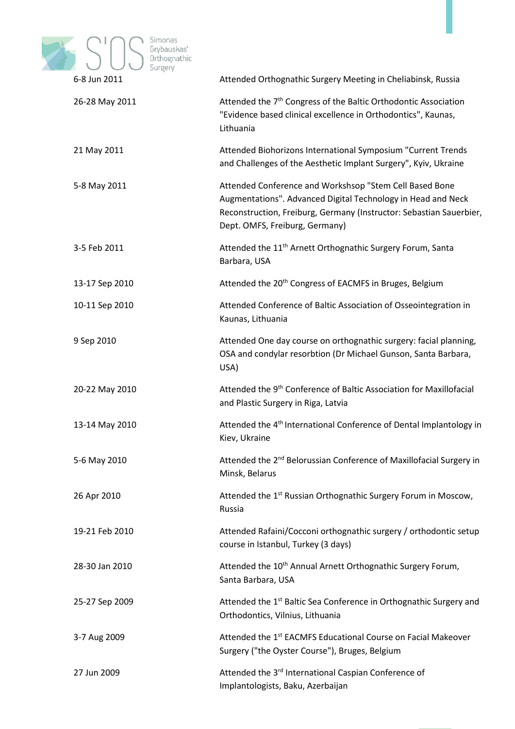| | |
|---|---|
| 6-8 Jun 2011 | Attended Orthognathic Surgery Meeting in Cheliabinsk, Russia |
| 26-28 May 2011 | Attended the 7th Congress of the Baltic Orthodontic Association "Evidence based clinical excellence in Orthodontics", Kaunas, Lithuania |
| 21 May 2011 | Attended Biohorizons International Symposium "Current Trends and Challenges of the Aesthetic Implant Surgery", Kyiv, Ukraine |
| 5-8 May 2011 | Attended Conference and Workshsop "Stem Cell Based Bone Augmentations". Advanced Digital Technology in Head and Neck Reconstruction, Freiburg, Germany (Instructor: Sebastian Sauerbier, Dept. OMFS, Freiburg, Germany) |
| 3-5 Feb 2011 | Attended the 11th Arnett Orthognathic Surgery Forum, Santa Barbara, USA |
| 13-17 Sep 2010 | Attended the 20th Congress of EACMFS in Bruges, Belgium |
| 10-11 Sep 2010 | Attended Conference of Baltic Association of Osseointegration in Kaunas, Lithuania |
| 9 Sep 2010 | Attended One day course on orthognathic surgery: facial planning, OSA and condylar resorbtion (Dr Michael Gunson, Santa Barbara, USA) |
| 20-22 May 2010 | Attended the 9th Conference of Baltic Association for Maxillofacial and Plastic Surgery in Riga, Latvia |
| 13-14 May 2010 | Attended the 4th International Conference of Dental Implantology in Kiev, Ukraine |
| 5-6 May 2010 | Attended the 2nd Belorussian Conference of Maxillofacial Surgery in Minsk, Belarus |
| 26 Apr 2010 | Attended the 1st Russian Orthognathic Surgery Forum in Moscow, Russia |
| 19-21 Feb 2010 | Attended Rafaini/Cocconi orthognathic surgery / orthodontic setup course in Istanbul, Turkey (3 days) |
| 28-30 Jan 2010 | Attended the 10th Annual Arnett Orthognathic Surgery Forum, Santa Barbara, USA |
| 25-27 Sep 2009 | Attended the 1st Baltic Sea Conference in Orthognathic Surgery and Orthodontics, Vilnius, Lithuania |
| 3-7 Aug 2009 | Attended the 1st EACMFS Educational Course on Facial Makeover Surgery ("the Oyster Course"), Bruges, Belgium |
| 27 Jun 2009 | Attended the 3rd International Caspian Conference of Implantologists, Baku, Azerbaijan |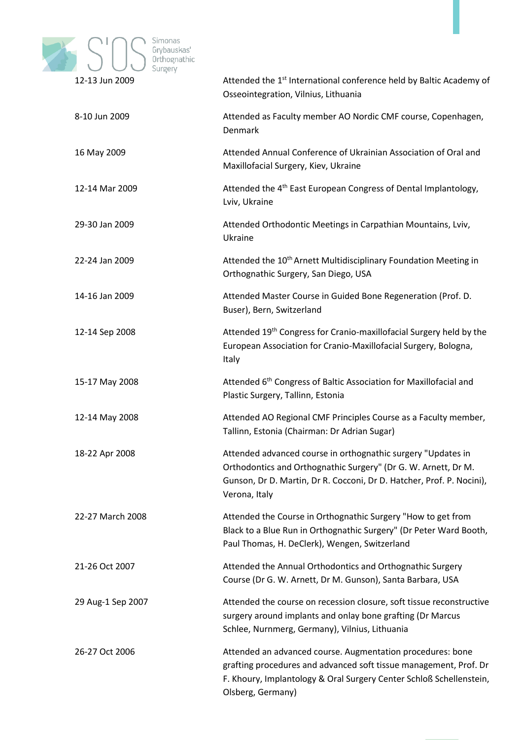| | |
|---|---|
| 12-13 Jun 2009 | Attended the 1st International conference held by Baltic Academy of Osseointegration, Vilnius, Lithuania |
| 8-10 Jun 2009 | Attended as Faculty member AO Nordic CMF course, Copenhagen, Denmark |
| 16 May 2009 | Attended Annual Conference of Ukrainian Association of Oral and Maxillofacial Surgery, Kiev, Ukraine |
| 12-14 Mar 2009 | Attended the 4th East European Congress of Dental Implantology, Lviv, Ukraine |
| 29-30 Jan 2009 | Attended Orthodontic Meetings in Carpathian Mountains, Lviv, Ukraine |
| 22-24 Jan 2009 | Attended the 10th Arnett Multidisciplinary Foundation Meeting in Orthognathic Surgery, San Diego, USA |
| 14-16 Jan 2009 | Attended Master Course in Guided Bone Regeneration (Prof. D. Buser), Bern, Switzerland |
| 12-14 Sep 2008 | Attended 19th Congress for Cranio-maxillofacial Surgery held by the European Association for Cranio-Maxillofacial Surgery, Bologna, Italy |
| 15-17 May 2008 | Attended 6th Congress of Baltic Association for Maxillofacial and Plastic Surgery, Tallinn, Estonia |
| 12-14 May 2008 | Attended AO Regional CMF Principles Course as a Faculty member, Tallinn, Estonia (Chairman: Dr Adrian Sugar) |
| 18-22 Apr 2008 | Attended advanced course in orthognathic surgery "Updates in Orthodontics and Orthognathic Surgery" (Dr G. W. Arnett, Dr M. Gunson, Dr D. Martin, Dr R. Cocconi, Dr D. Hatcher, Prof. P. Nocini), Verona, Italy |
| 22-27 March 2008 | Attended the Course in Orthognathic Surgery "How to get from Black to a Blue Run in Orthognathic Surgery" (Dr Peter Ward Booth, Paul Thomas, H. DeClerk), Wengen, Switzerland |
| 21-26 Oct 2007 | Attended the Annual Orthodontics and Orthognathic Surgery Course (Dr G. W. Arnett, Dr M. Gunson), Santa Barbara, USA |
| 29 Aug-1 Sep 2007 | Attended the course on recession closure, soft tissue reconstructive surgery around implants and onlay bone grafting (Dr Marcus Schlee, Nurnmerg, Germany), Vilnius, Lithuania |
| 26-27 Oct 2006 | Attended an advanced course. Augmentation procedures: bone grafting procedures and advanced soft tissue management, Prof. Dr F. Khoury, Implantology & Oral Surgery Center Schloß Schellenstein, Olsberg, Germany) |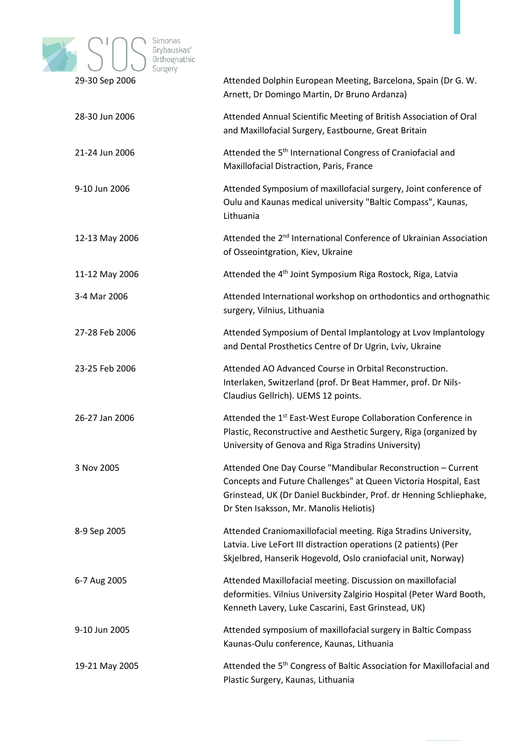| | |
|---|---|
| 29-30 Sep 2006 | Attended Dolphin European Meeting, Barcelona, Spain (Dr G. W. Arnett, Dr Domingo Martin, Dr Bruno Ardanza) |
| 28-30 Jun 2006 | Attended Annual Scientific Meeting of British Association of Oral and Maxillofacial Surgery, Eastbourne, Great Britain |
| 21-24 Jun 2006 | Attended the 5th International Congress of Craniofacial and Maxillofacial Distraction, Paris, France |
| 9-10 Jun 2006 | Attended Symposium of maxillofacial surgery, Joint conference of Oulu and Kaunas medical university "Baltic Compass", Kaunas, Lithuania |
| 12-13 May 2006 | Attended the 2nd International Conference of Ukrainian Association of Osseointgration, Kiev, Ukraine |
| 11-12 May 2006 | Attended the 4th Joint Symposium Riga Rostock, Riga, Latvia |
| 3-4 Mar 2006 | Attended International workshop on orthodontics and orthognathic surgery, Vilnius, Lithuania |
| 27-28 Feb 2006 | Attended Symposium of Dental Implantology at Lvov Implantology and Dental Prosthetics Centre of Dr Ugrin, Lviv, Ukraine |
| 23-25 Feb 2006 | Attended AO Advanced Course in Orbital Reconstruction. Interlaken, Switzerland (prof. Dr Beat Hammer, prof. Dr Nils-Claudius Gellrich). UEMS 12 points. |
| 26-27 Jan 2006 | Attended the 1st East-West Europe Collaboration Conference in Plastic, Reconstructive and Aesthetic Surgery, Riga (organized by University of Genova and Riga Stradins University) |
| 3 Nov 2005 | Attended One Day Course "Mandibular Reconstruction – Current Concepts and Future Challenges" at Queen Victoria Hospital, East Grinstead, UK (Dr Daniel Buckbinder, Prof. dr Henning Schliephake, Dr Sten Isaksson, Mr. Manolis Heliotis) |
| 8-9 Sep 2005 | Attended Craniomaxillofacial meeting. Riga Stradins University, Latvia. Live LeFort III distraction operations (2 patients) (Per Skjelbred, Hanserik Hogevold, Oslo craniofacial unit, Norway) |
| 6-7 Aug 2005 | Attended Maxillofacial meeting. Discussion on maxillofacial deformities. Vilnius University Zalgirio Hospital (Peter Ward Booth, Kenneth Lavery, Luke Cascarini, East Grinstead, UK) |
| 9-10 Jun 2005 | Attended symposium of maxillofacial surgery in Baltic Compass Kaunas-Oulu conference, Kaunas, Lithuania |
| 19-21 May 2005 | Attended the 5th Congress of Baltic Association for Maxillofacial and Plastic Surgery, Kaunas, Lithuania |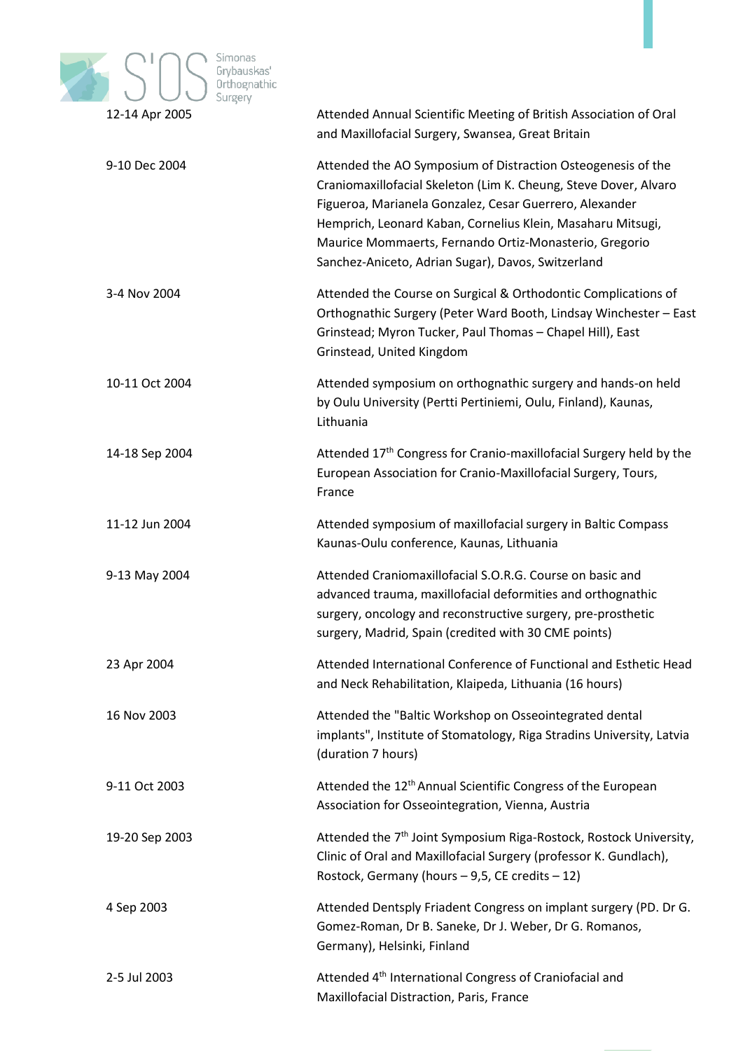| | |
|---|---|
| 12-14 Apr 2005 | Attended Annual Scientific Meeting of British Association of Oral and Maxillofacial Surgery, Swansea, Great Britain |
| 9-10 Dec 2004 | Attended the AO Symposium of Distraction Osteogenesis of the Craniomaxillofacial Skeleton (Lim K. Cheung, Steve Dover, Alvaro Figueroa, Marianela Gonzalez, Cesar Guerrero, Alexander Hemprich, Leonard Kaban, Cornelius Klein, Masaharu Mitsugi, Maurice Mommaerts, Fernando Ortiz-Monasterio, Gregorio Sanchez-Aniceto, Adrian Sugar), Davos, Switzerland |
| 3-4 Nov 2004 | Attended the Course on Surgical & Orthodontic Complications of Orthognathic Surgery (Peter Ward Booth, Lindsay Winchester – East Grinstead; Myron Tucker, Paul Thomas – Chapel Hill), East Grinstead, United Kingdom |
| 10-11 Oct 2004 | Attended symposium on orthognathic surgery and hands-on held by Oulu University (Pertti Pertiniemi, Oulu, Finland), Kaunas, Lithuania |
| 14-18 Sep 2004 | Attended 17th Congress for Cranio-maxillofacial Surgery held by the European Association for Cranio-Maxillofacial Surgery, Tours, France |
| 11-12 Jun 2004 | Attended symposium of maxillofacial surgery in Baltic Compass Kaunas-Oulu conference, Kaunas, Lithuania |
| 9-13 May 2004 | Attended Craniomaxillofacial S.O.R.G. Course on basic and advanced trauma, maxillofacial deformities and orthognathic surgery, oncology and reconstructive surgery, pre-prosthetic surgery, Madrid, Spain (credited with 30 CME points) |
| 23 Apr 2004 | Attended International Conference of Functional and Esthetic Head and Neck Rehabilitation, Klaipeda, Lithuania (16 hours) |
| 16 Nov 2003 | Attended the "Baltic Workshop on Osseointegrated dental implants", Institute of Stomatology, Riga Stradins University, Latvia (duration 7 hours) |
| 9-11 Oct 2003 | Attended the 12th Annual Scientific Congress of the European Association for Osseointegration, Vienna, Austria |
| 19-20 Sep 2003 | Attended the 7th Joint Symposium Riga-Rostock, Rostock University, Clinic of Oral and Maxillofacial Surgery (professor K. Gundlach), Rostock, Germany (hours – 9,5, CE credits – 12) |
| 4 Sep 2003 | Attended Dentsply Friadent Congress on implant surgery (PD. Dr G. Gomez-Roman, Dr B. Saneke, Dr J. Weber, Dr G. Romanos, Germany), Helsinki, Finland |
| 2-5 Jul 2003 | Attended 4th International Congress of Craniofacial and Maxillofacial Distraction, Paris, France |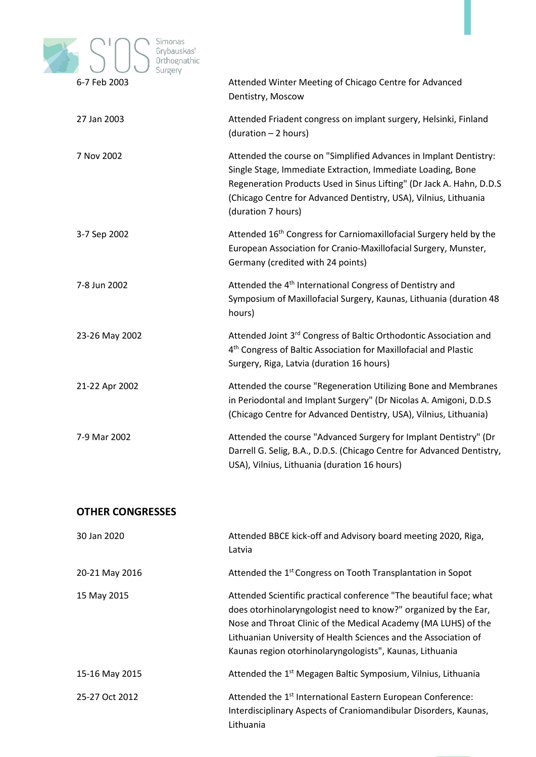| | |
|---|---|
| 6-7 Feb 2003 | Attended Winter Meeting of Chicago Centre for Advanced Dentistry, Moscow |
| 27 Jan 2003 | Attended Friadent congress on implant surgery, Helsinki, Finland (duration – 2 hours) |
| 7 Nov 2002 | Attended the course on "Simplified Advances in Implant Dentistry: Single Stage, Immediate Extraction, Immediate Loading, Bone Regeneration Products Used in Sinus Lifting" (Dr Jack A. Hahn, D.D.S (Chicago Centre for Advanced Dentistry, USA), Vilnius, Lithuania (duration 7 hours) |
| 3-7 Sep 2002 | Attended 16th Congress for Carniomaxillofacial Surgery held by the European Association for Cranio-Maxillofacial Surgery, Munster, Germany (credited with 24 points) |
| 7-8 Jun 2002 | Attended the 4th International Congress of Dentistry and Symposium of Maxillofacial Surgery, Kaunas, Lithuania (duration 48 hours) |
| 23-26 May 2002 | Attended Joint 3rd Congress of Baltic Orthodontic Association and 4th Congress of Baltic Association for Maxillofacial and Plastic Surgery, Riga, Latvia (duration 16 hours) |
| 21-22 Apr 2002 | Attended the course "Regeneration Utilizing Bone and Membranes in Periodontal and Implant Surgery" (Dr Nicolas A. Amigoni, D.D.S (Chicago Centre for Advanced Dentistry, USA), Vilnius, Lithuania) |
| 7-9 Mar 2002 | Attended the course "Advanced Surgery for Implant Dentistry" (Dr Darrell G. Selig, B.A., D.D.S. (Chicago Centre for Advanced Dentistry, USA), Vilnius, Lithuania (duration 16 hours) |

## OTHER CONGRESSES

| | |
|---|---|
| 30 Jan 2020 | Attended BBCE kick-off and Advisory board meeting 2020, Riga, Latvia |
| 20-21 May 2016 | Attended the 1st Congress on Tooth Transplantation in Sopot |
| 15 May 2015 | Attended Scientific practical conference "The beautiful face; what does otorhinolaryngologist need to know?" organized by the Ear, Nose and Throat Clinic of the Medical Academy (MA LUHS) of the Lithuanian University of Health Sciences and the Association of Kaunas region otorhinolaryngologists", Kaunas, Lithuania |
| 15-16 May 2015 | Attended the 1st Megagen Baltic Symposium, Vilnius, Lithuania |
| 25-27 Oct 2012 | Attended the 1st International Eastern European Conference: Interdisciplinary Aspects of Craniomandibular Disorders, Kaunas, Lithuania |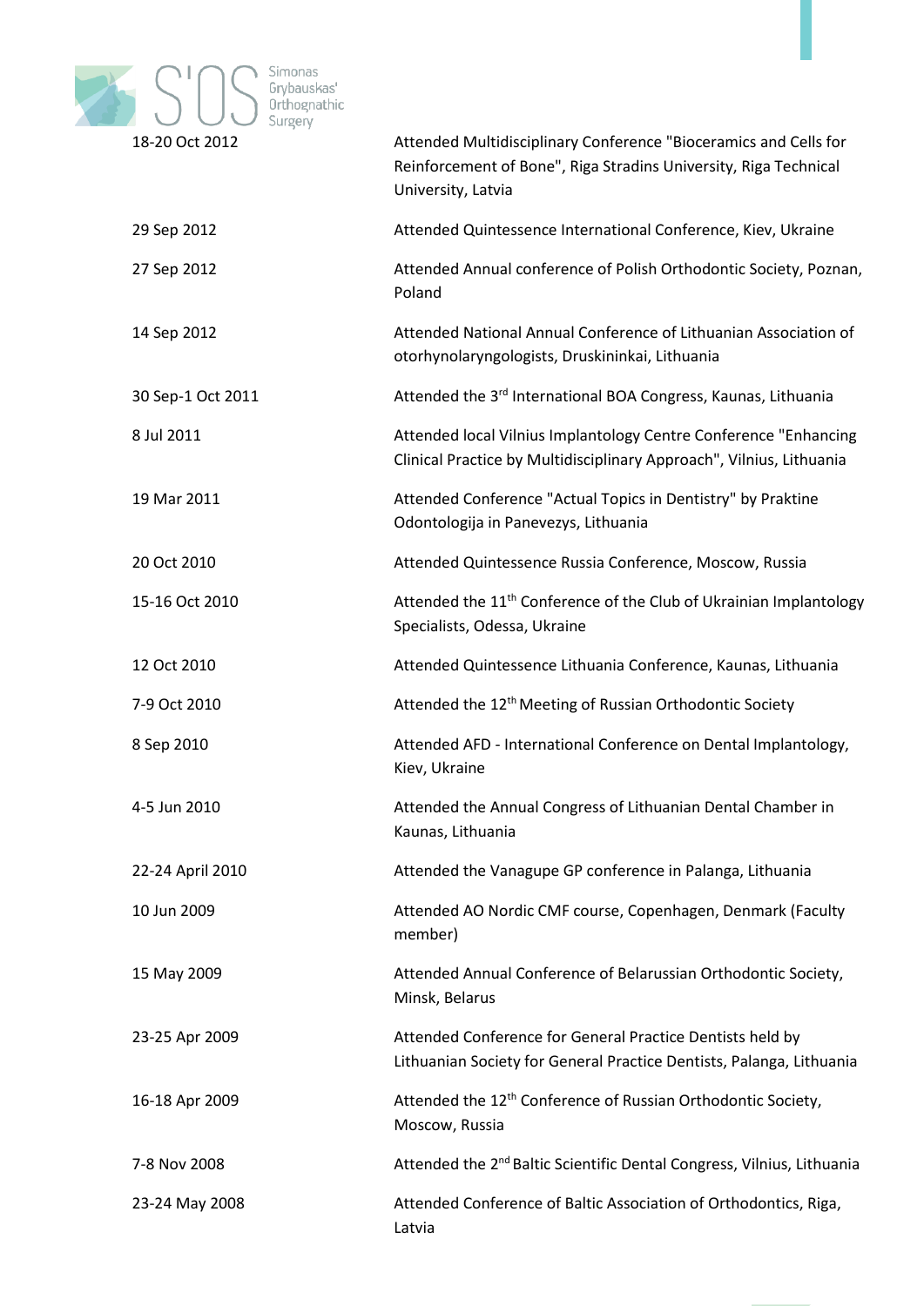| | |
|---|---|
| 18-20 Oct 2012 | Attended Multidisciplinary Conference "Bioceramics and Cells for Reinforcement of Bone", Riga Stradins University, Riga Technical University, Latvia |
| 29 Sep 2012 | Attended Quintessence International Conference, Kiev, Ukraine |
| 27 Sep 2012 | Attended Annual conference of Polish Orthodontic Society, Poznan, Poland |
| 14 Sep 2012 | Attended National Annual Conference of Lithuanian Association of otorhynolaryngologists, Druskininkai, Lithuania |
| 30 Sep-1 Oct 2011 | Attended the 3rd International BOA Congress, Kaunas, Lithuania |
| 8 Jul 2011 | Attended local Vilnius Implantology Centre Conference "Enhancing Clinical Practice by Multidisciplinary Approach", Vilnius, Lithuania |
| 19 Mar 2011 | Attended Conference "Actual Topics in Dentistry" by Praktine Odontologija in Panevezys, Lithuania |
| 20 Oct 2010 | Attended Quintessence Russia Conference, Moscow, Russia |
| 15-16 Oct 2010 | Attended the 11th Conference of the Club of Ukrainian Implantology Specialists, Odessa, Ukraine |
| 12 Oct 2010 | Attended Quintessence Lithuania Conference, Kaunas, Lithuania |
| 7-9 Oct 2010 | Attended the 12th Meeting of Russian Orthodontic Society |
| 8 Sep 2010 | Attended AFD - International Conference on Dental Implantology, Kiev, Ukraine |
| 4-5 Jun 2010 | Attended the Annual Congress of Lithuanian Dental Chamber in Kaunas, Lithuania |
| 22-24 April 2010 | Attended the Vanagupe GP conference in Palanga, Lithuania |
| 10 Jun 2009 | Attended AO Nordic CMF course, Copenhagen, Denmark (Faculty member) |
| 15 May 2009 | Attended Annual Conference of Belarussian Orthodontic Society, Minsk, Belarus |
| 23-25 Apr 2009 | Attended Conference for General Practice Dentists held by Lithuanian Society for General Practice Dentists, Palanga, Lithuania |
| 16-18 Apr 2009 | Attended the 12th Conference of Russian Orthodontic Society, Moscow, Russia |
| 7-8 Nov 2008 | Attended the 2nd Baltic Scientific Dental Congress, Vilnius, Lithuania |
| 23-24 May 2008 | Attended Conference of Baltic Association of Orthodontics, Riga, Latvia |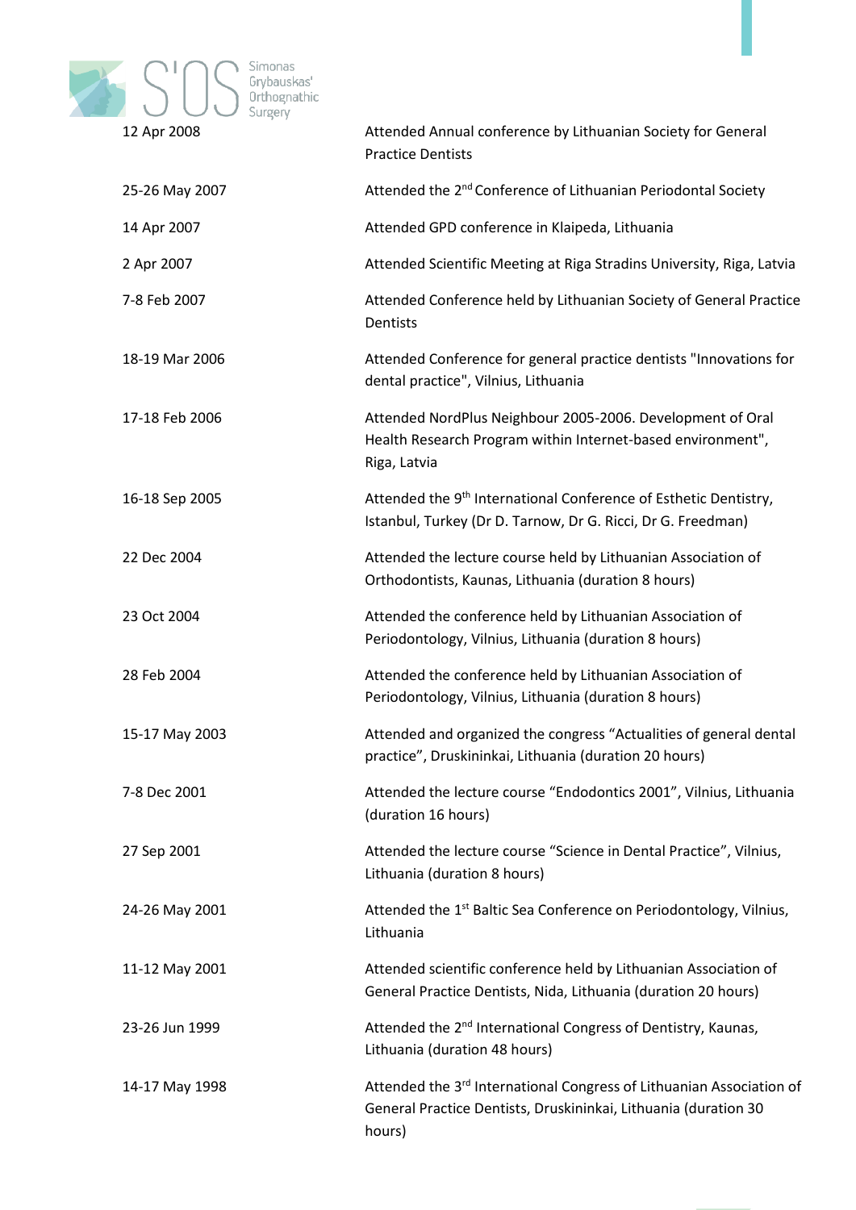| | |
|---|---|
| 12 Apr 2008 | Attended Annual conference by Lithuanian Society for General Practice Dentists |
| 25-26 May 2007 | Attended the 2nd Conference of Lithuanian Periodontal Society |
| 14 Apr 2007 | Attended GPD conference in Klaipeda, Lithuania |
| 2 Apr 2007 | Attended Scientific Meeting at Riga Stradins University, Riga, Latvia |
| 7-8 Feb 2007 | Attended Conference held by Lithuanian Society of General Practice Dentists |
| 18-19 Mar 2006 | Attended Conference for general practice dentists "Innovations for dental practice", Vilnius, Lithuania |
| 17-18 Feb 2006 | Attended NordPlus Neighbour 2005-2006. Development of Oral Health Research Program within Internet-based environment", Riga, Latvia |
| 16-18 Sep 2005 | Attended the 9th International Conference of Esthetic Dentistry, Istanbul, Turkey (Dr D. Tarnow, Dr G. Ricci, Dr G. Freedman) |
| 22 Dec 2004 | Attended the lecture course held by Lithuanian Association of Orthodontists, Kaunas, Lithuania (duration 8 hours) |
| 23 Oct 2004 | Attended the conference held by Lithuanian Association of Periodontology, Vilnius, Lithuania (duration 8 hours) |
| 28 Feb 2004 | Attended the conference held by Lithuanian Association of Periodontology, Vilnius, Lithuania (duration 8 hours) |
| 15-17 May 2003 | Attended and organized the congress “Actualities of general dental practice”, Druskininkai, Lithuania (duration 20 hours) |
| 7-8 Dec 2001 | Attended the lecture course “Endodontics 2001”, Vilnius, Lithuania (duration 16 hours) |
| 27 Sep 2001 | Attended the lecture course “Science in Dental Practice”, Vilnius, Lithuania (duration 8 hours) |
| 24-26 May 2001 | Attended the 1st Baltic Sea Conference on Periodontology, Vilnius, Lithuania |
| 11-12 May 2001 | Attended scientific conference held by Lithuanian Association of General Practice Dentists, Nida, Lithuania (duration 20 hours) |
| 23-26 Jun 1999 | Attended the 2nd International Congress of Dentistry, Kaunas, Lithuania (duration 48 hours) |
| 14-17 May 1998 | Attended the 3rd International Congress of Lithuanian Association of General Practice Dentists, Druskininkai, Lithuania (duration 30 hours) |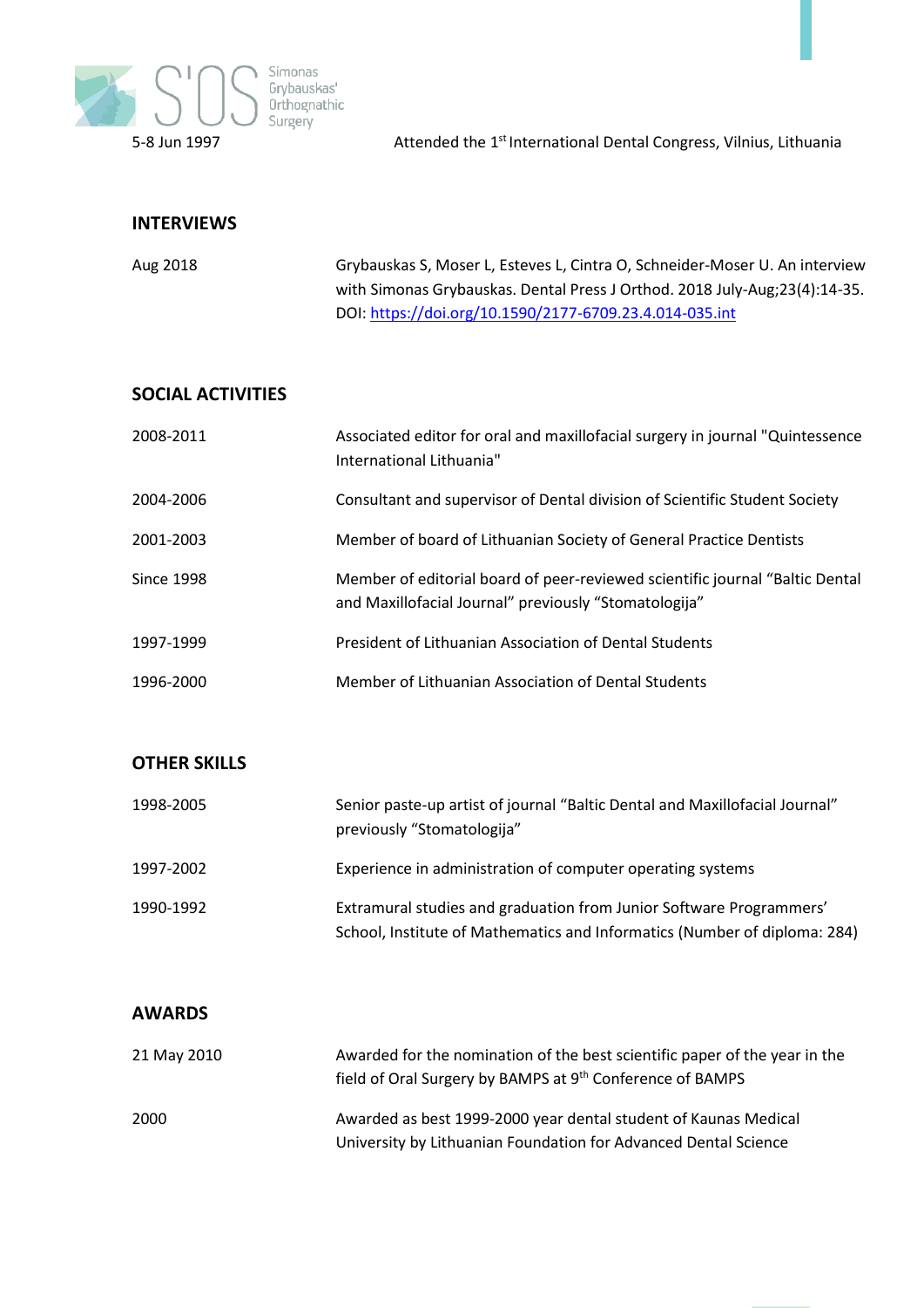| | |
|---|---|
| 5-8 Jun 1997 | Attended the 1st International Dental Congress, Vilnius, Lithuania |

## INTERVIEWS

| | |
|---|---|
| Aug 2018 | Grybauskas S, Moser L, Esteves L, Cintra O, Schneider-Moser U. An interview with Simonas Grybauskas. Dental Press J Orthod. 2018 July-Aug;23(4):14-35. DOI: https://doi.org/10.1590/2177-6709.23.4.014-035.int |

## SOCIAL ACTIVITIES

| | |
|---|---|
| 2008-2011 | Associated editor for oral and maxillofacial surgery in journal "Quintessence International Lithuania" |
| 2004-2006 | Consultant and supervisor of Dental division of Scientific Student Society |
| 2001-2003 | Member of board of Lithuanian Society of General Practice Dentists |
| Since 1998 | Member of editorial board of peer-reviewed scientific journal "Baltic Dental and Maxillofacial Journal" previously "Stomatologija" |
| 1997-1999 | President of Lithuanian Association of Dental Students |
| 1996-2000 | Member of Lithuanian Association of Dental Students |

## OTHER SKILLS

| | |
|---|---|
| 1998-2005 | Senior paste-up artist of journal "Baltic Dental and Maxillofacial Journal" previously "Stomatologija" |
| 1997-2002 | Experience in administration of computer operating systems |
| 1990-1992 | Extramural studies and graduation from Junior Software Programmers' School, Institute of Mathematics and Informatics (Number of diploma: 284) |

## AWARDS

| | |
|---|---|
| 21 May 2010 | Awarded for the nomination of the best scientific paper of the year in the field of Oral Surgery by BAMPS at 9th Conference of BAMPS |
| 2000 | Awarded as best 1999-2000 year dental student of Kaunas Medical University by Lithuanian Foundation for Advanced Dental Science |